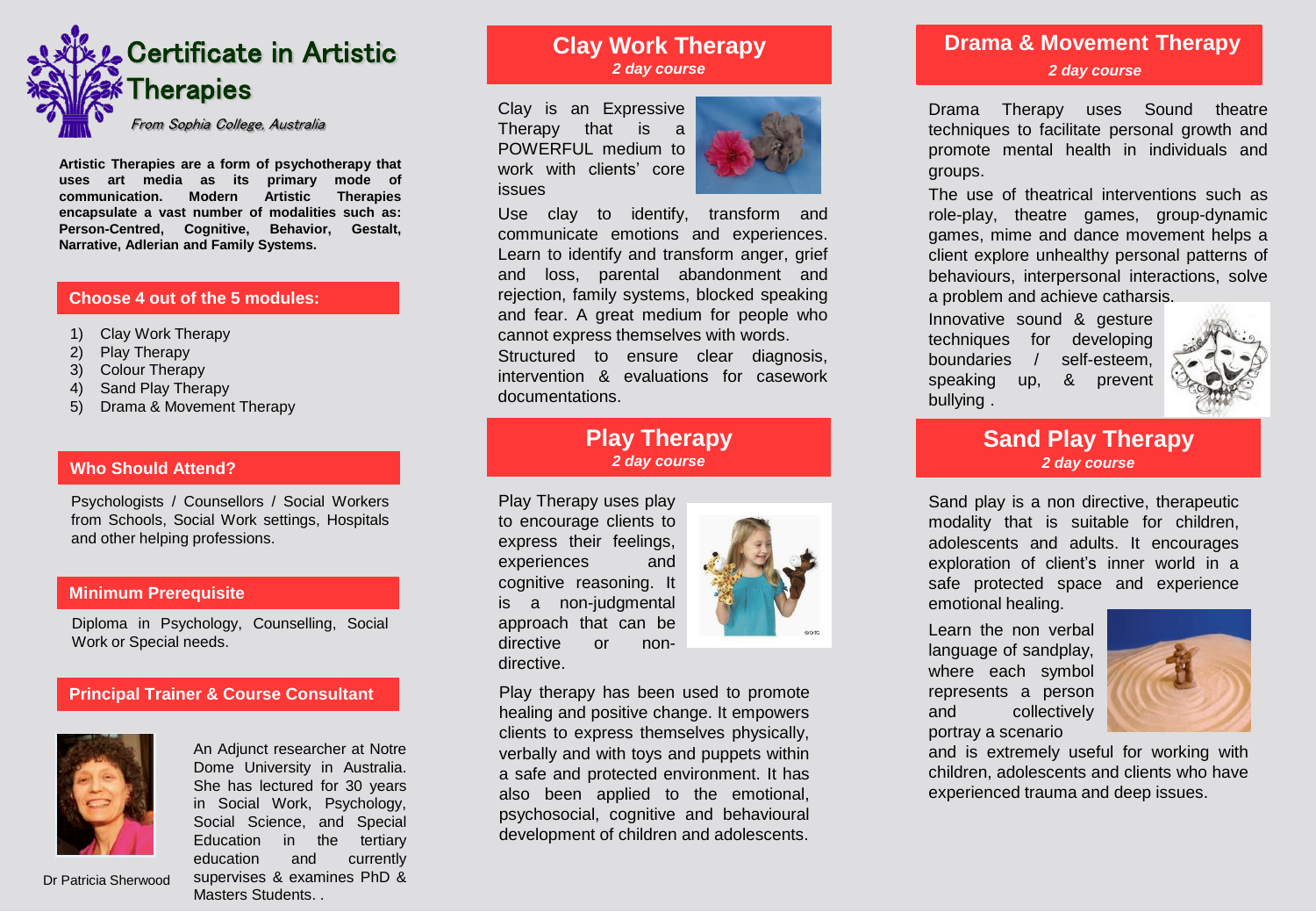# Certificate in Artistic Therapies

*From Sophia College, Australia*

**Artistic Therapies are a form of psychotherapy that uses art media as its primary mode of communication. Modern Artistic Therapies encapsulate a vast number of modalities such as: Person-Centred, Cognitive, Behavior, Gestalt, Narrative, Adlerian and Family Systems.**

## Choose 4 out of the 5 modules:

1) Clay Work Therapy
2) Play Therapy
3) Colour Therapy
4) Sand Play Therapy
5) Drama & Movement Therapy

## Who Should Attend?

Psychologists / Counsellors / Social Workers from Schools, Social Work settings, Hospitals and other helping professions.

## Minimum Prerequisite

Diploma in Psychology, Counselling, Social Work or Special needs.

## Principal Trainer & Course Consultant

An Adjunct researcher at Notre Dome University in Australia. She has lectured for 30 years in Social Work, Psychology, Social Science, and Special Education in the tertiary education and currently supervises & examines PhD & Masters Students. .

Dr Patricia Sherwood

## Clay Work Therapy

***2 day course***

Clay is an Expressive Therapy that is a POWERFUL medium to work with clients' core issues

Use clay to identify, transform and communicate emotions and experiences. Learn to identify and transform anger, grief and loss, parental abandonment and rejection, family systems, blocked speaking and fear. A great medium for people who cannot express themselves with words.

Structured to ensure clear diagnosis, intervention & evaluations for casework documentations.

## Play Therapy

***2 day course***

Play Therapy uses play to encourage clients to express their feelings, experiences and cognitive reasoning. It is a non-judgmental approach that can be directive or non-directive.

Play therapy has been used to promote healing and positive change. It empowers clients to express themselves physically, verbally and with toys and puppets within a safe and protected environment. It has also been applied to the emotional, psychosocial, cognitive and behavioural development of children and adolescents.

## Drama & Movement Therapy

***2 day course***

Drama Therapy uses Sound theatre techniques to facilitate personal growth and promote mental health in individuals and groups.

The use of theatrical interventions such as role-play, theatre games, group-dynamic games, mime and dance movement helps a client explore unhealthy personal patterns of behaviours, interpersonal interactions, solve a problem and achieve catharsis.

Innovative sound & gesture techniques for developing boundaries / self-esteem, speaking up, & prevent bullying .

## Sand Play Therapy

***2 day course***

Sand play is a non directive, therapeutic modality that is suitable for children, adolescents and adults. It encourages exploration of client's inner world in a safe protected space and experience emotional healing.

Learn the non verbal language of sandplay, where each symbol represents a person and collectively portray a scenario and is extremely useful for working with children, adolescents and clients who have experienced trauma and deep issues.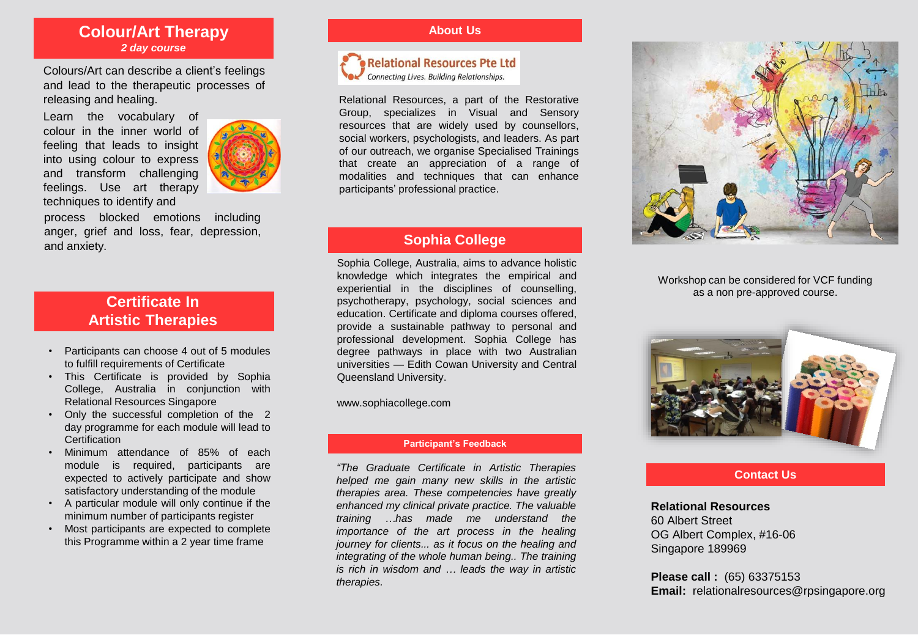## Colour/Art Therapy

*2 day course*

Colours/Art can describe a client's feelings and lead to the therapeutic processes of releasing and healing.

Learn the vocabulary of colour in the inner world of feeling that leads to insight into using colour to express and transform challenging feelings. Use art therapy techniques to identify and process blocked emotions including anger, grief and loss, fear, depression, and anxiety.

## Certificate In Artistic Therapies

- Participants can choose 4 out of 5 modules to fulfill requirements of Certificate
- This Certificate is provided by Sophia College, Australia in conjunction with Relational Resources Singapore
- Only the successful completion of the 2 day programme for each module will lead to Certification
- Minimum attendance of 85% of each module is required, participants are expected to actively participate and show satisfactory understanding of the module
- A particular module will only continue if the minimum number of participants register
- Most participants are expected to complete this Programme within a 2 year time frame

## About Us

Relational Resources Pte Ltd
*Connecting Lives. Building Relationships.*

Relational Resources, a part of the Restorative Group, specializes in Visual and Sensory resources that are widely used by counsellors, social workers, psychologists, and leaders. As part of our outreach, we organise Specialised Trainings that create an appreciation of a range of modalities and techniques that can enhance participants' professional practice.

## Sophia College

Sophia College, Australia, aims to advance holistic knowledge which integrates the empirical and experiential in the disciplines of counselling, psychotherapy, psychology, social sciences and education. Certificate and diploma courses offered, provide a sustainable pathway to personal and professional development. Sophia College has degree pathways in place with two Australian universities — Edith Cowan University and Central Queensland University.

www.sophiacollege.com

### Participant's Feedback

*"The Graduate Certificate in Artistic Therapies helped me gain many new skills in the artistic therapies area. These competencies have greatly enhanced my clinical private practice. The valuable training …has made me understand the importance of the art process in the healing journey for clients... as it focus on the healing and integrating of the whole human being.. The training is rich in wisdom and … leads the way in artistic therapies.*

Workshop can be considered for VCF funding as a non pre-approved course.

## Contact Us

**Relational Resources**
60 Albert Street
OG Albert Complex, #16-06
Singapore 189969

**Please call :** (65) 63375153
**Email:** relationalresources@rpsingapore.org